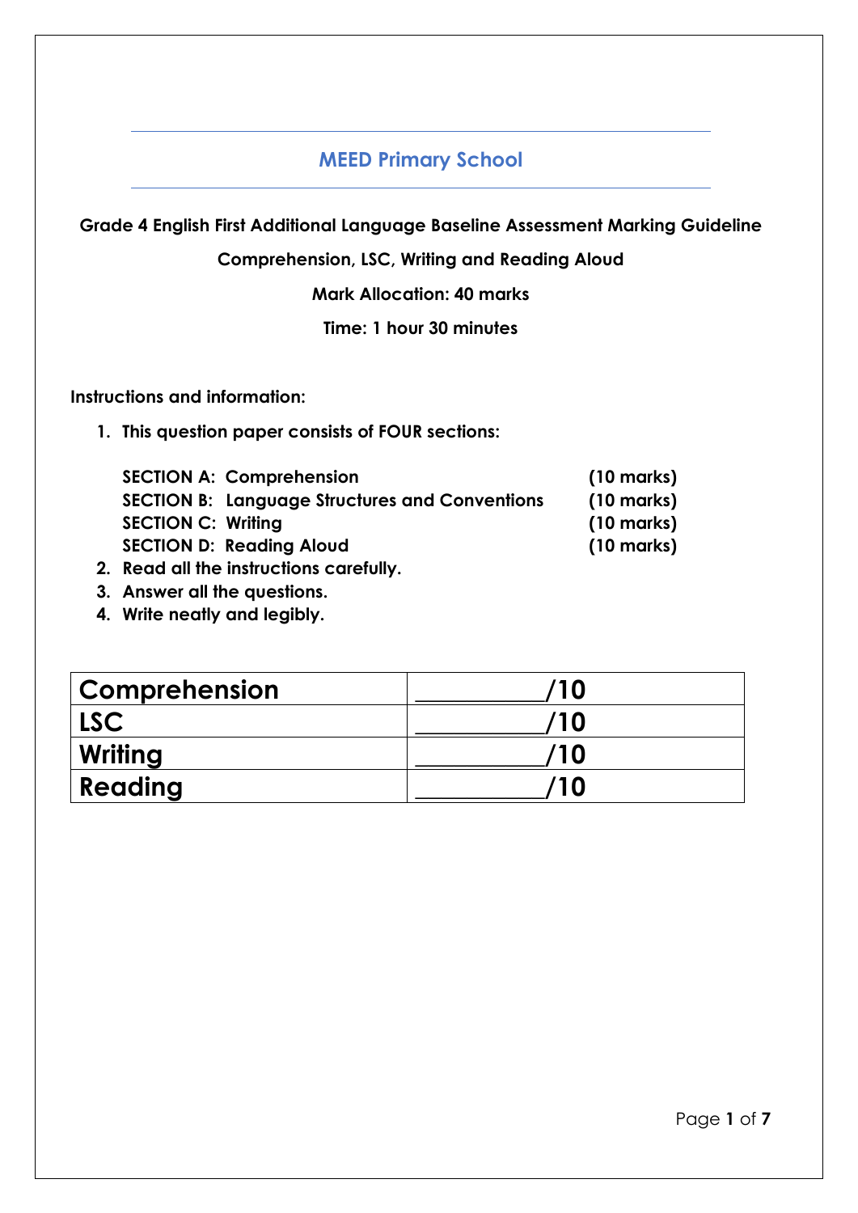# MEED Primary School

**Grade 4 English First Additional Language Baseline Assessment Marking Guideline**

**Comprehension, LSC, Writing and Reading Aloud**

**Mark Allocation: 40 marks**

**Time: 1 hour 30 minutes**

**Instructions and information:**

1. **This question paper consists of FOUR sections:**

   | | |
   |---|---|
   | **SECTION A: Comprehension** | **(10 marks)** |
   | **SECTION B: Language Structures and Conventions** | **(10 marks)** |
   | **SECTION C: Writing** | **(10 marks)** |
   | **SECTION D: Reading Aloud** | **(10 marks)** |

2. **Read all the instructions carefully.**
3. **Answer all the questions.**
4. **Write neatly and legibly.**

| | |
|---|---|
| **Comprehension** | **__________/10** |
| **LSC** | **__________/10** |
| **Writing** | **__________/10** |
| **Reading** | **__________/10** |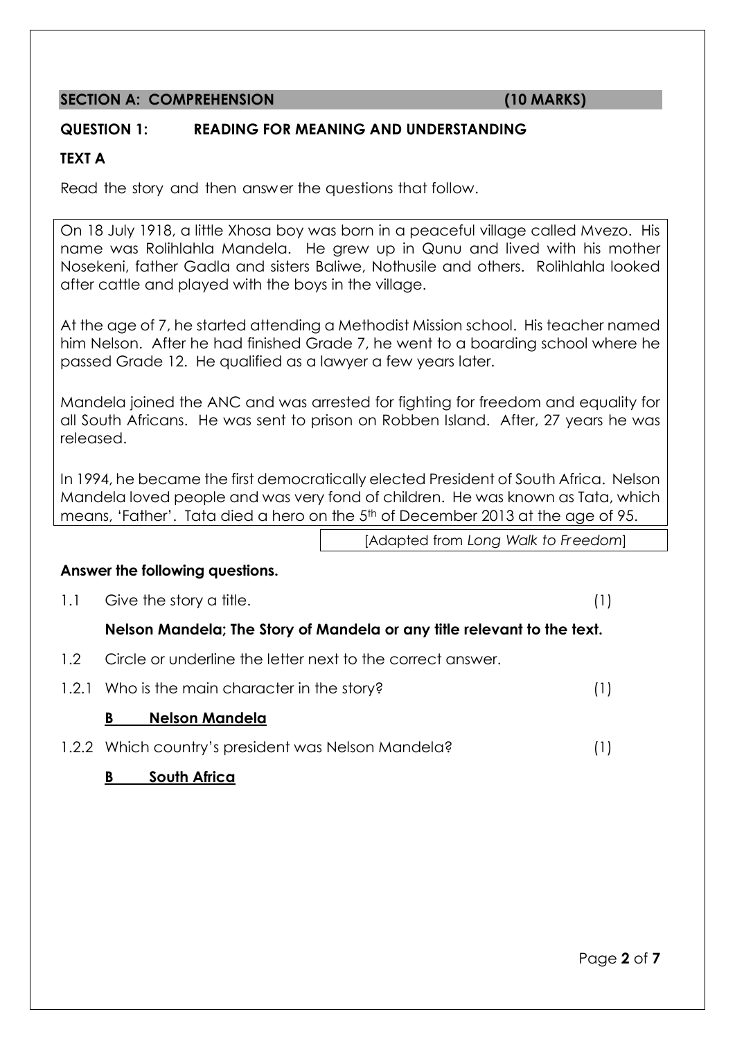## SECTION A: COMPREHENSION (10 MARKS)

### QUESTION 1: READING FOR MEANING AND UNDERSTANDING

**TEXT A**

Read the story and then answer the questions that follow.

On 18 July 1918, a little Xhosa boy was born in a peaceful village called Mvezo. His name was Rolihlahla Mandela. He grew up in Qunu and lived with his mother Nosekeni, father Gadla and sisters Baliwe, Nothusile and others. Rolihlahla looked after cattle and played with the boys in the village.

At the age of 7, he started attending a Methodist Mission school. His teacher named him Nelson. After he had finished Grade 7, he went to a boarding school where he passed Grade 12. He qualified as a lawyer a few years later.

Mandela joined the ANC and was arrested for fighting for freedom and equality for all South Africans. He was sent to prison on Robben Island. After, 27 years he was released.

In 1994, he became the first democratically elected President of South Africa. Nelson Mandela loved people and was very fond of children. He was known as Tata, which means, 'Father'. Tata died a hero on the 5th of December 2013 at the age of 95.

[Adapted from *Long Walk to Freedom*]

**Answer the following questions.**

1.1 Give the story a title. (1)

**Nelson Mandela; The Story of Mandela or any title relevant to the text.**

1.2 Circle or underline the letter next to the correct answer.

1.2.1 Who is the main character in the story? (1)

**B Nelson Mandela**

1.2.2 Which country's president was Nelson Mandela? (1)

**B South Africa**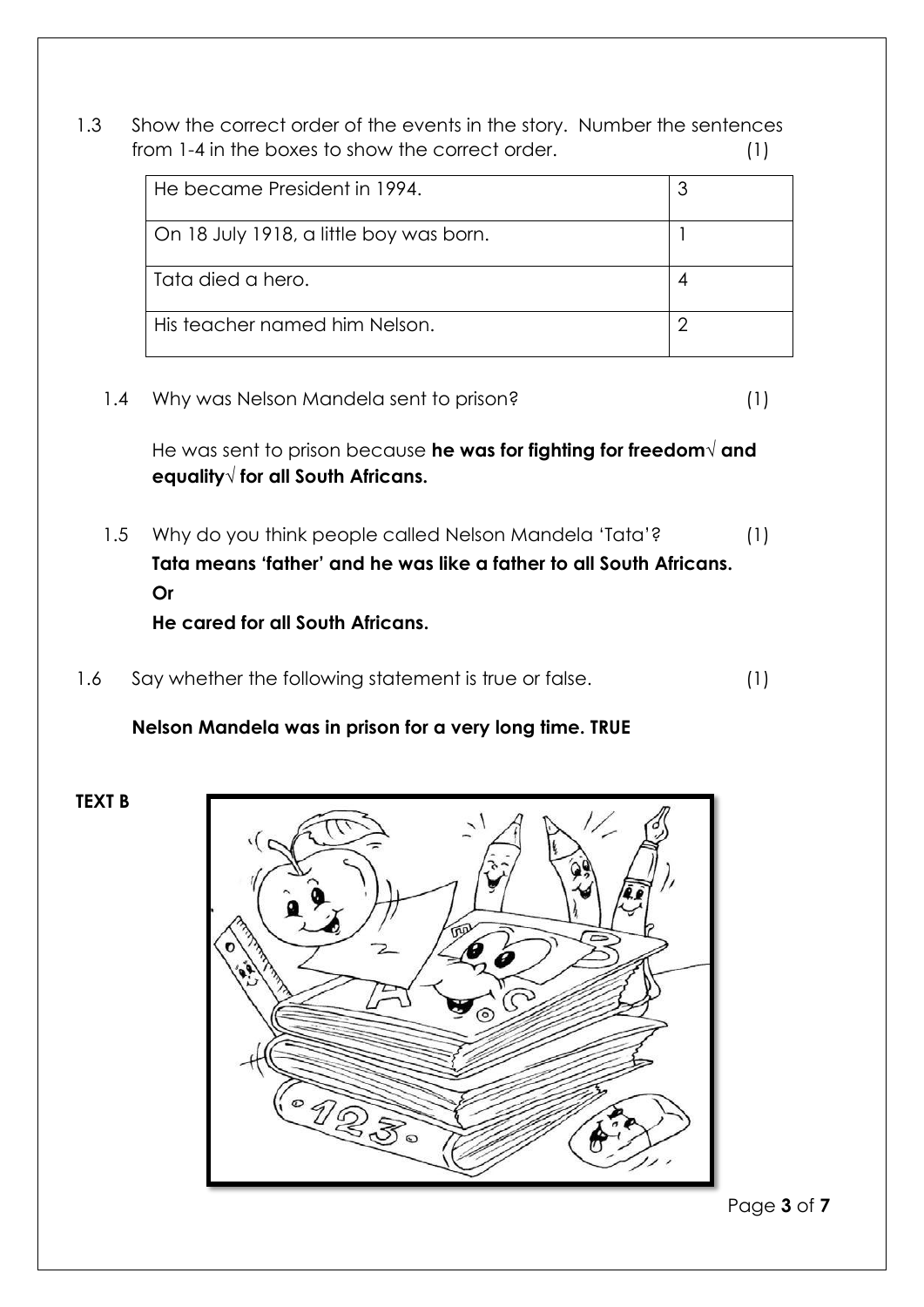1.3 Show the correct order of the events in the story. Number the sentences from 1-4 in the boxes to show the correct order. (1)

| He became President in 1994. | 3 |
|---|---|
| On 18 July 1918, a little boy was born. | 1 |
| Tata died a hero. | 4 |
| His teacher named him Nelson. | 2 |

1.4 Why was Nelson Mandela sent to prison? (1)

He was sent to prison because **he was for fighting for freedom√ and equality√ for all South Africans.**

1.5 Why do you think people called Nelson Mandela 'Tata'? (1)

**Tata means 'father' and he was like a father to all South Africans.**

**Or**

**He cared for all South Africans.**

1.6 Say whether the following statement is true or false. (1)

**Nelson Mandela was in prison for a very long time. TRUE**

**TEXT B**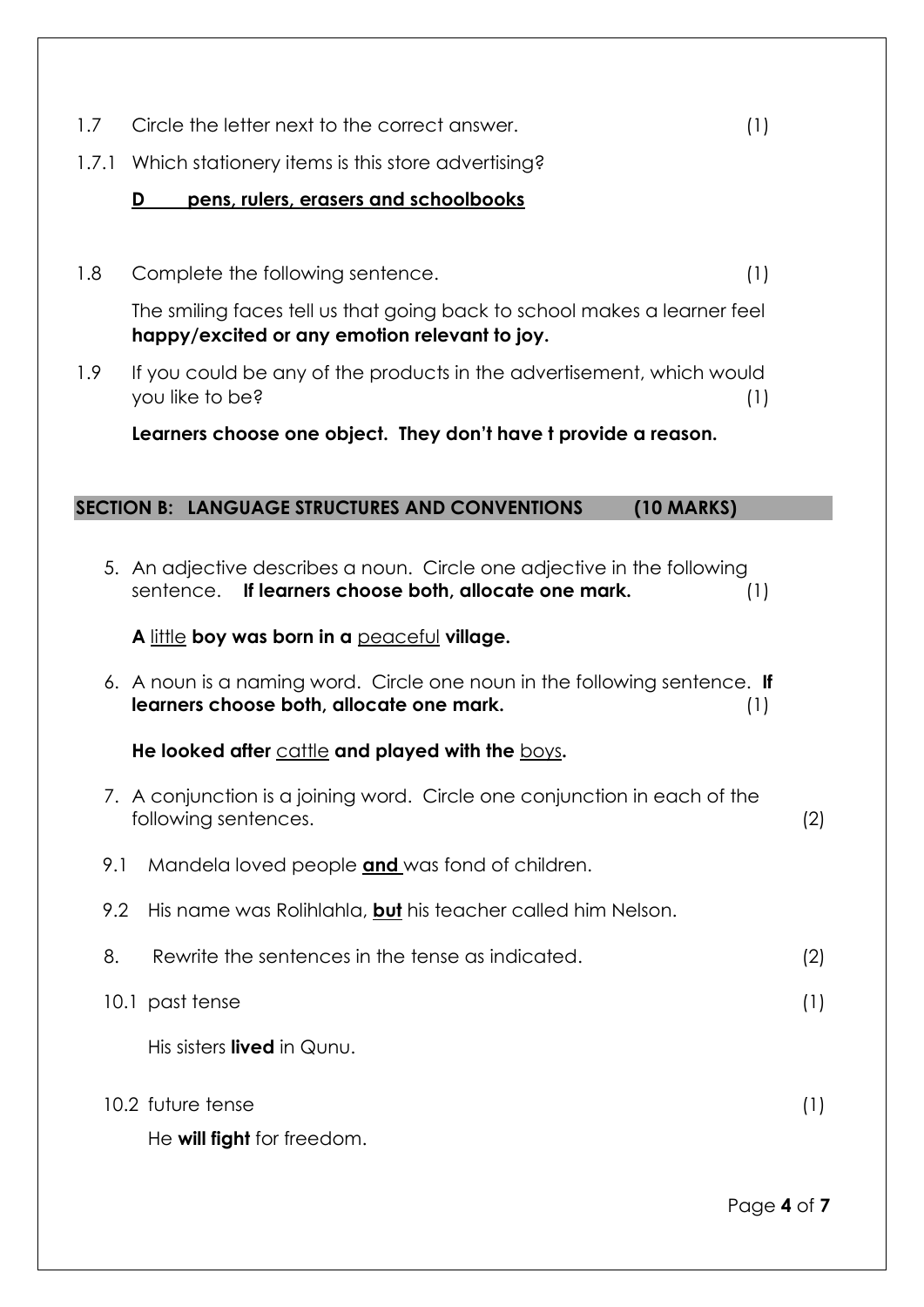1.7 Circle the letter next to the correct answer. (1)

1.7.1 Which stationery items is this store advertising?

**<u>D pens, rulers, erasers and schoolbooks</u>**

1.8 Complete the following sentence. (1)

The smiling faces tell us that going back to school makes a learner feel **happy/excited or any emotion relevant to joy.**

1.9 If you could be any of the products in the advertisement, which would you like to be? (1)

**Learners choose one object. They don't have t provide a reason.**

## SECTION B: LANGUAGE STRUCTURES AND CONVENTIONS (10 MARKS)

5. An adjective describes a noun. Circle one adjective in the following sentence. **If learners choose both, allocate one mark.** (1)

   **A** <u>little</u> **boy was born in a** <u>peaceful</u> **village.**

6. A noun is a naming word. Circle one noun in the following sentence. **If learners choose both, allocate one mark.** (1)

   **He looked after** <u>cattle</u> **and played with the** <u>boys</u>**.**

7. A conjunction is a joining word. Circle one conjunction in each of the following sentences. (2)

9.1 Mandela loved people **<u>and</u>** was fond of children.

9.2 His name was Rolihlahla, **<u>but</u>** his teacher called him Nelson.

8. Rewrite the sentences in the tense as indicated. (2)

10.1 past tense (1)

His sisters **lived** in Qunu.

10.2 future tense (1)

He **will fight** for freedom.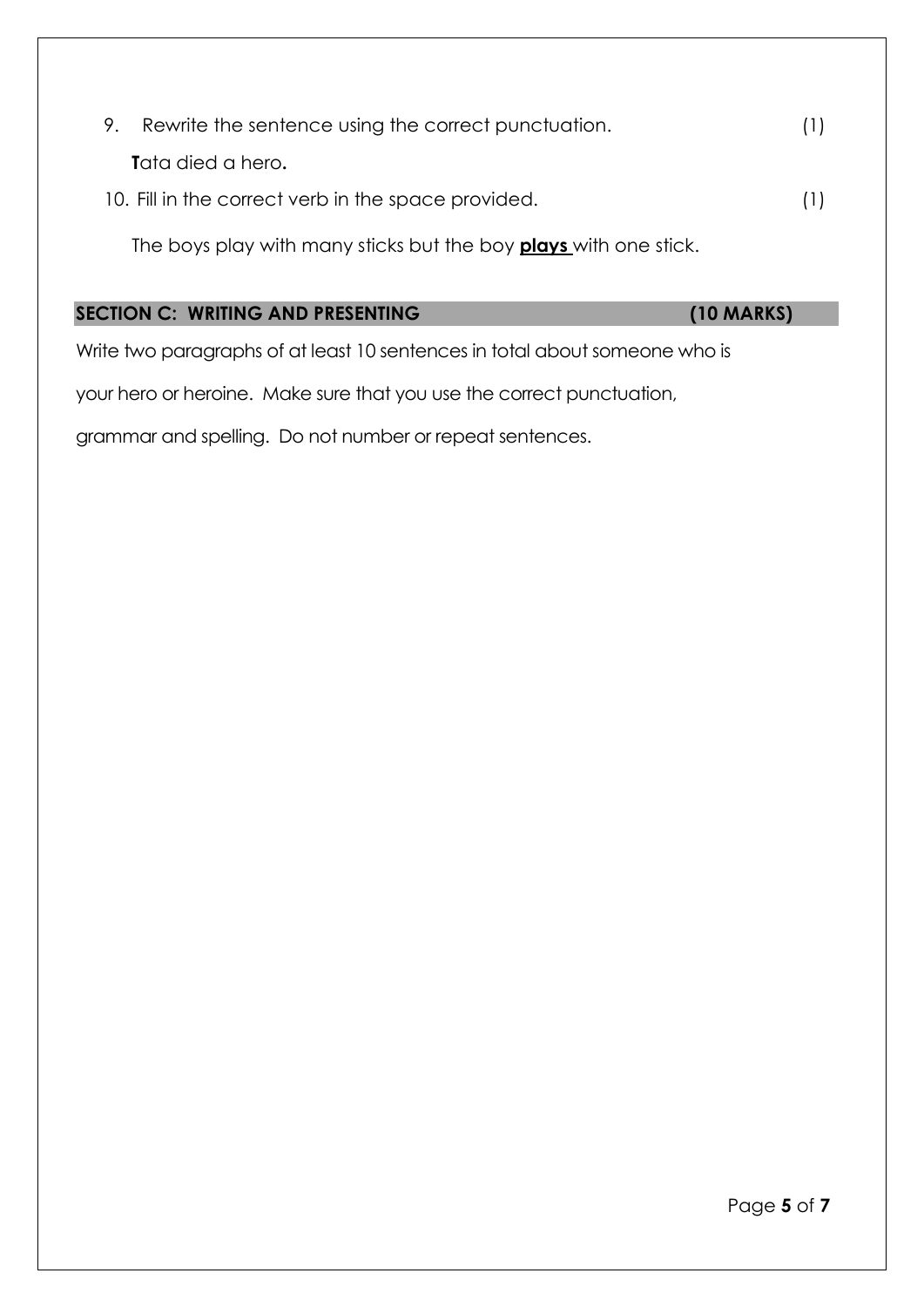9. Rewrite the sentence using the correct punctuation. (1)

   **T**ata died a hero**.**

10. Fill in the correct verb in the space provided. (1)

    The boys play with many sticks but the boy **<u>plays</u>** with one stick.

## SECTION C: WRITING AND PRESENTING (10 MARKS)

Write two paragraphs of at least 10 sentences in total about someone who is your hero or heroine. Make sure that you use the correct punctuation, grammar and spelling. Do not number or repeat sentences.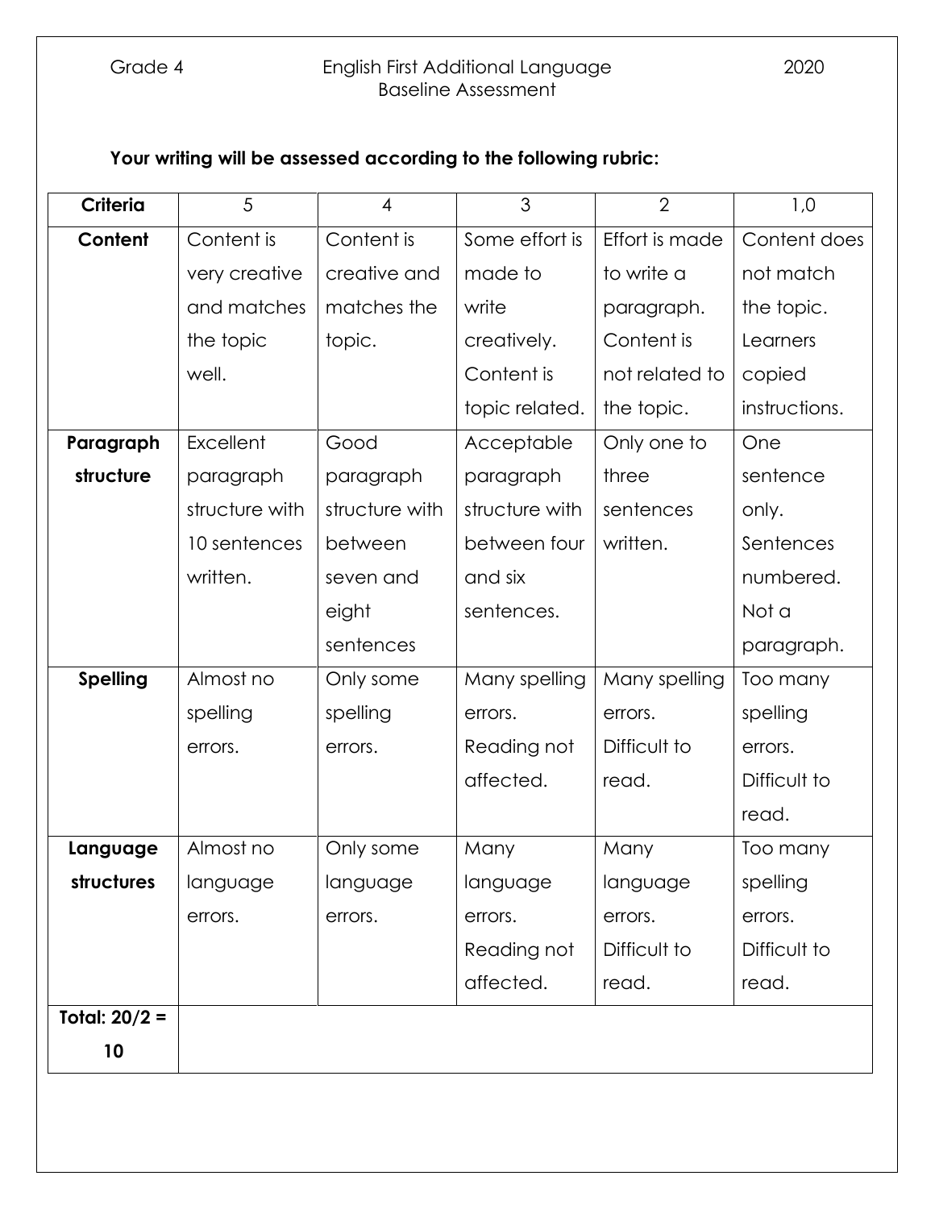**Your writing will be assessed according to the following rubric:**

| Criteria | 5 | 4 | 3 | 2 | 1,0 |
|---|---|---|---|---|---|
| **Content** | Content is very creative and matches the topic well. | Content is creative and matches the topic. | Some effort is made to write creatively. Content is topic related. | Effort is made to write a paragraph. Content is not related to the topic. | Content does not match the topic. Learners copied instructions. |
| **Paragraph structure** | Excellent paragraph structure with 10 sentences written. | Good paragraph structure with between seven and eight sentences | Acceptable paragraph structure with between four and six sentences. | Only one to three sentences written. | One sentence only. Sentences numbered. Not a paragraph. |
| **Spelling** | Almost no spelling errors. | Only some spelling errors. | Many spelling errors. Reading not affected. | Many spelling errors. Difficult to read. | Too many spelling errors. Difficult to read. |
| **Language structures** | Almost no language errors. | Only some language errors. | Many language errors. Reading not affected. | Many language errors. Difficult to read. | Too many spelling errors. Difficult to read. |
| **Total: 20/2 = 10** | | | | | |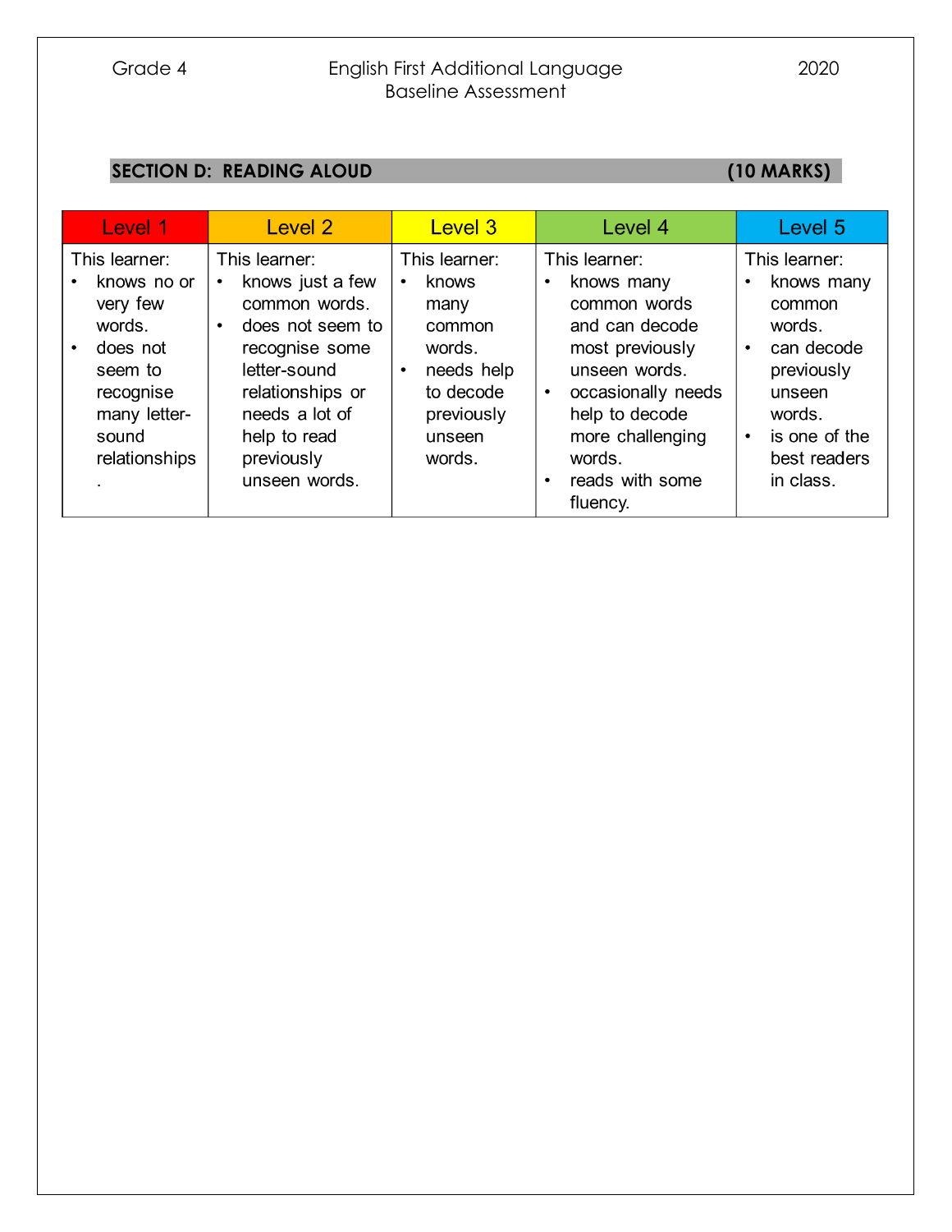## SECTION D: READING ALOUD (10 MARKS)

| Level 1 | Level 2 | Level 3 | Level 4 | Level 5 |
|---|---|---|---|---|
| This learner:<br>• knows no or very few words.<br>• does not seem to recognise many letter-sound relationships. | This learner:<br>• knows just a few common words.<br>• does not seem to recognise some letter-sound relationships or needs a lot of help to read previously unseen words. | This learner:<br>• knows many common words.<br>• needs help to decode previously unseen words. | This learner:<br>• knows many common words and can decode most previously unseen words.<br>• occasionally needs help to decode more challenging words.<br>• reads with some fluency. | This learner:<br>• knows many common words.<br>• can decode previously unseen words.<br>• is one of the best readers in class. |